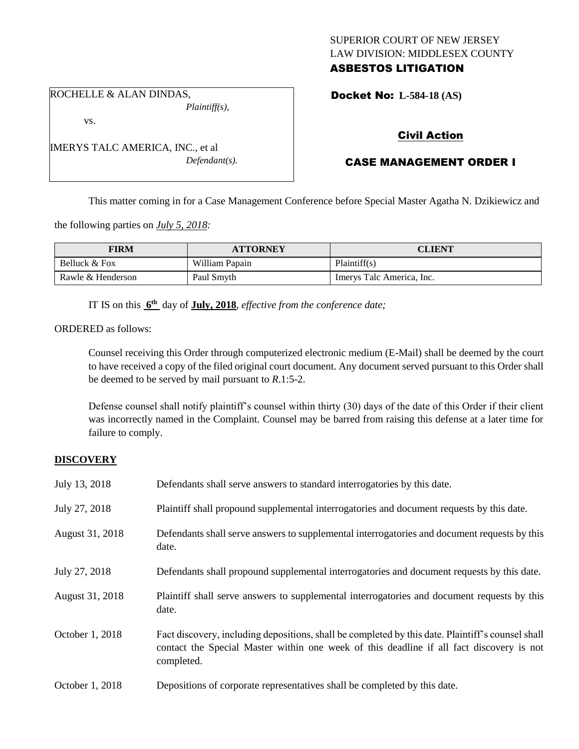SUPERIOR COURT OF NEW JERSEY
LAW DIVISION: MIDDLESEX COUNTY
**ASBESTOS LITIGATION**

ROCHELLE & ALAN DINDAS,
*Plaintiff(s),*

vs.

IMERYS TALC AMERICA, INC., et al
*Defendant(s).*

**Docket No: L-584-18 (AS)**

**Civil Action**

**CASE MANAGEMENT ORDER I**

This matter coming in for a Case Management Conference before Special Master Agatha N. Dzikiewicz and the following parties on *July 5, 2018:*

| FIRM | ATTORNEY | CLIENT |
|---|---|---|
| Belluck & Fox | William Papain | Plaintiff(s) |
| Rawle & Henderson | Paul Smyth | Imerys Talc America, Inc. |

IT IS on this **6th** day of **July, 2018**, *effective from the conference date;*

ORDERED as follows:

Counsel receiving this Order through computerized electronic medium (E-Mail) shall be deemed by the court to have received a copy of the filed original court document. Any document served pursuant to this Order shall be deemed to be served by mail pursuant to *R*.1:5-2.

Defense counsel shall notify plaintiff's counsel within thirty (30) days of the date of this Order if their client was incorrectly named in the Complaint. Counsel may be barred from raising this defense at a later time for failure to comply.

**DISCOVERY**

| | |
|---|---|
| July 13, 2018 | Defendants shall serve answers to standard interrogatories by this date. |
| July 27, 2018 | Plaintiff shall propound supplemental interrogatories and document requests by this date. |
| August 31, 2018 | Defendants shall serve answers to supplemental interrogatories and document requests by this date. |
| July 27, 2018 | Defendants shall propound supplemental interrogatories and document requests by this date. |
| August 31, 2018 | Plaintiff shall serve answers to supplemental interrogatories and document requests by this date. |
| October 1, 2018 | Fact discovery, including depositions, shall be completed by this date. Plaintiff's counsel shall contact the Special Master within one week of this deadline if all fact discovery is not completed. |
| October 1, 2018 | Depositions of corporate representatives shall be completed by this date. |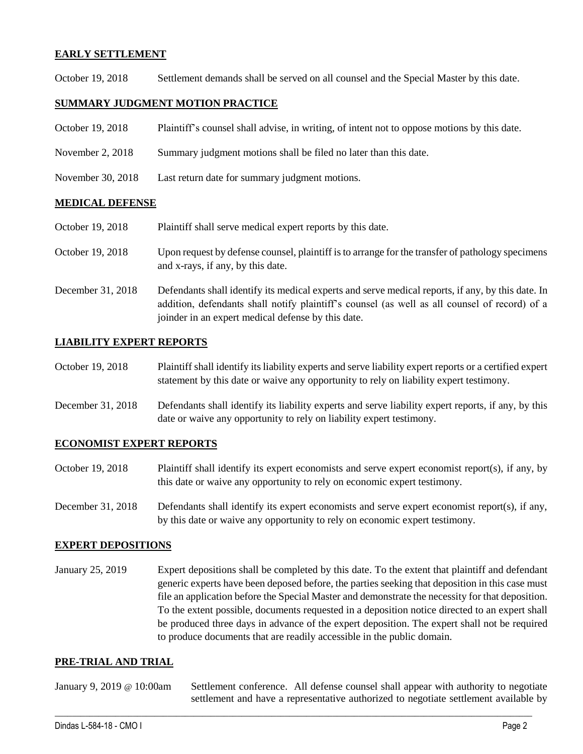## EARLY SETTLEMENT

October 19, 2018 Settlement demands shall be served on all counsel and the Special Master by this date.

## SUMMARY JUDGMENT MOTION PRACTICE

October 19, 2018 Plaintiff's counsel shall advise, in writing, of intent not to oppose motions by this date.

November 2, 2018 Summary judgment motions shall be filed no later than this date.

November 30, 2018 Last return date for summary judgment motions.

## MEDICAL DEFENSE

October 19, 2018 Plaintiff shall serve medical expert reports by this date.

October 19, 2018 Upon request by defense counsel, plaintiff is to arrange for the transfer of pathology specimens and x-rays, if any, by this date.

December 31, 2018 Defendants shall identify its medical experts and serve medical reports, if any, by this date. In addition, defendants shall notify plaintiff's counsel (as well as all counsel of record) of a joinder in an expert medical defense by this date.

## LIABILITY EXPERT REPORTS

October 19, 2018 Plaintiff shall identify its liability experts and serve liability expert reports or a certified expert statement by this date or waive any opportunity to rely on liability expert testimony.

December 31, 2018 Defendants shall identify its liability experts and serve liability expert reports, if any, by this date or waive any opportunity to rely on liability expert testimony.

## ECONOMIST EXPERT REPORTS

October 19, 2018 Plaintiff shall identify its expert economists and serve expert economist report(s), if any, by this date or waive any opportunity to rely on economic expert testimony.

December 31, 2018 Defendants shall identify its expert economists and serve expert economist report(s), if any, by this date or waive any opportunity to rely on economic expert testimony.

## EXPERT DEPOSITIONS

January 25, 2019 Expert depositions shall be completed by this date. To the extent that plaintiff and defendant generic experts have been deposed before, the parties seeking that deposition in this case must file an application before the Special Master and demonstrate the necessity for that deposition. To the extent possible, documents requested in a deposition notice directed to an expert shall be produced three days in advance of the expert deposition. The expert shall not be required to produce documents that are readily accessible in the public domain.

## PRE-TRIAL AND TRIAL

January 9, 2019 @ 10:00am Settlement conference. All defense counsel shall appear with authority to negotiate settlement and have a representative authorized to negotiate settlement available by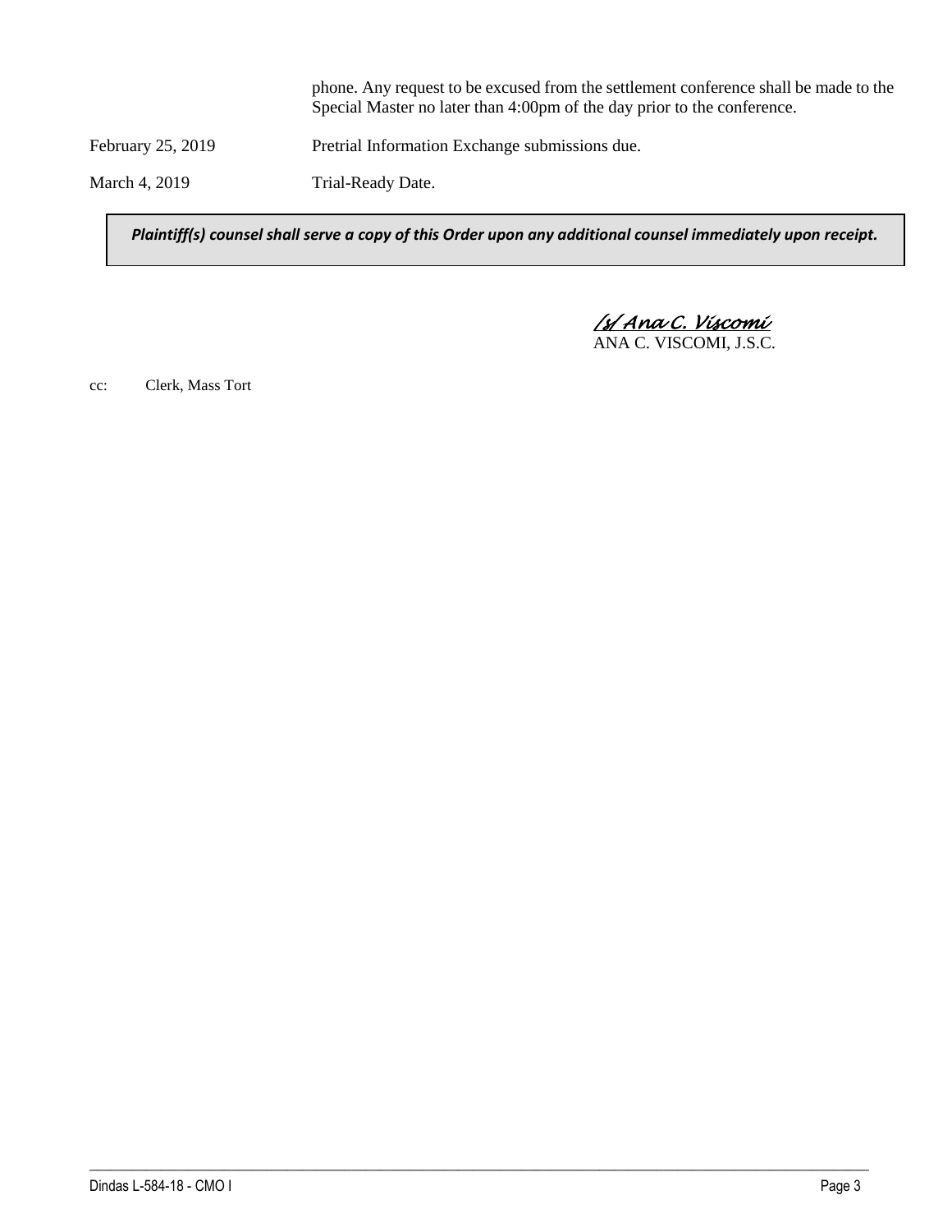phone. Any request to be excused from the settlement conference shall be made to the Special Master no later than 4:00pm of the day prior to the conference.

| | |
|---|---|
| February 25, 2019 | Pretrial Information Exchange submissions due. |
| March 4, 2019 | Trial-Ready Date. |

***Plaintiff(s) counsel shall serve a copy of this Order upon any additional counsel immediately upon receipt.***

/s/ Ana C. Viscomi
ANA C. VISCOMI, J.S.C.

cc: Clerk, Mass Tort